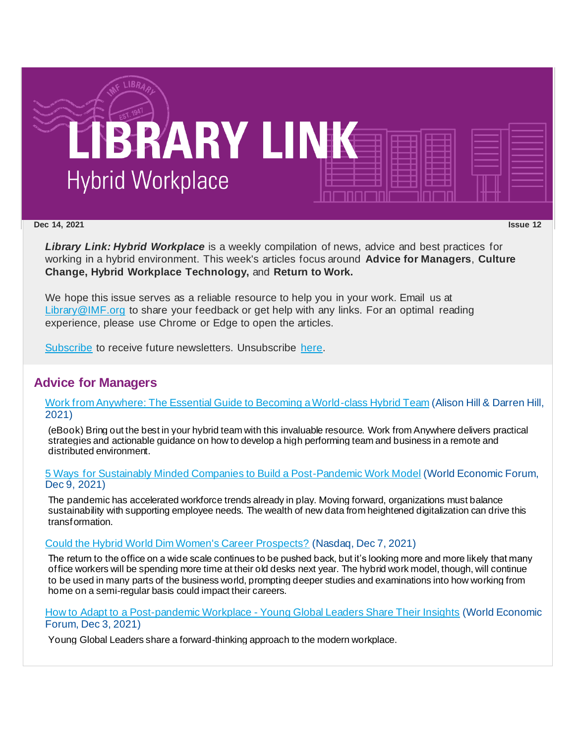# LIBRARY LINK

## Hybrid Workplace

**Dec 14, 2021** **Issue 12**

***Library Link: Hybrid Workplace*** is a weekly compilation of news, advice and best practices for working in a hybrid environment. This week's articles focus around **Advice for Managers**, **Culture Change, Hybrid Workplace Technology,** and **Return to Work.**

We hope this issue serves as a reliable resource to help you in your work. Email us at Library@IMF.org to share your feedback or get help with any links. For an optimal reading experience, please use Chrome or Edge to open the articles.

Subscribe to receive future newsletters. Unsubscribe here.

## Advice for Managers

Work from Anywhere: The Essential Guide to Becoming a World-class Hybrid Team (Alison Hill & Darren Hill, 2021)

(eBook) Bring out the best in your hybrid team with this invaluable resource. Work from Anywhere delivers practical strategies and actionable guidance on how to develop a high performing team and business in a remote and distributed environment.

5 Ways for Sustainably Minded Companies to Build a Post-Pandemic Work Model (World Economic Forum, Dec 9, 2021)

The pandemic has accelerated workforce trends already in play. Moving forward, organizations must balance sustainability with supporting employee needs. The wealth of new data from heightened digitalization can drive this transformation.

Could the Hybrid World Dim Women's Career Prospects? (Nasdaq, Dec 7, 2021)

The return to the office on a wide scale continues to be pushed back, but it's looking more and more likely that many office workers will be spending more time at their old desks next year. The hybrid work model, though, will continue to be used in many parts of the business world, prompting deeper studies and examinations into how working from home on a semi-regular basis could impact their careers.

How to Adapt to a Post-pandemic Workplace - Young Global Leaders Share Their Insights (World Economic Forum, Dec 3, 2021)

Young Global Leaders share a forward-thinking approach to the modern workplace.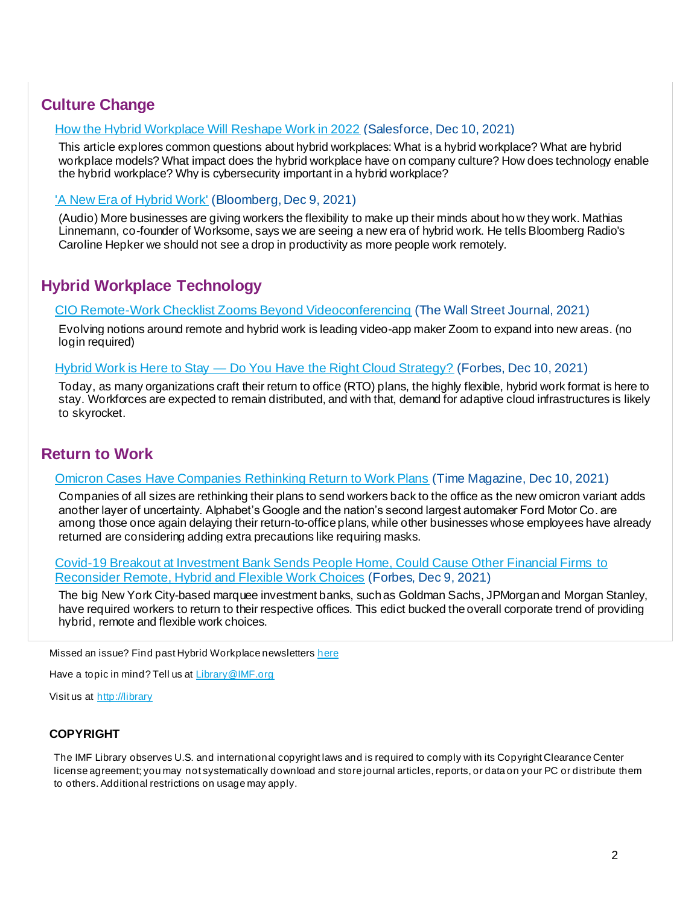## Culture Change

How the Hybrid Workplace Will Reshape Work in 2022 (Salesforce, Dec 10, 2021)

This article explores common questions about hybrid workplaces: What is a hybrid workplace? What are hybrid workplace models? What impact does the hybrid workplace have on company culture? How does technology enable the hybrid workplace? Why is cybersecurity important in a hybrid workplace?

'A New Era of Hybrid Work' (Bloomberg, Dec 9, 2021)

(Audio) More businesses are giving workers the flexibility to make up their minds about how they work. Mathias Linnemann, co-founder of Worksome, says we are seeing a new era of hybrid work. He tells Bloomberg Radio's Caroline Hepker we should not see a drop in productivity as more people work remotely.

## Hybrid Workplace Technology

CIO Remote-Work Checklist Zooms Beyond Videoconferencing (The Wall Street Journal, 2021)

Evolving notions around remote and hybrid work is leading video-app maker Zoom to expand into new areas. (no login required)

Hybrid Work is Here to Stay — Do You Have the Right Cloud Strategy? (Forbes, Dec 10, 2021)

Today, as many organizations craft their return to office (RTO) plans, the highly flexible, hybrid work format is here to stay. Workforces are expected to remain distributed, and with that, demand for adaptive cloud infrastructures is likely to skyrocket.

## Return to Work

Omicron Cases Have Companies Rethinking Return to Work Plans (Time Magazine, Dec 10, 2021)

Companies of all sizes are rethinking their plans to send workers back to the office as the new omicron variant adds another layer of uncertainty. Alphabet's Google and the nation's second largest automaker Ford Motor Co. are among those once again delaying their return-to-office plans, while other businesses whose employees have already returned are considering adding extra precautions like requiring masks.

Covid-19 Breakout at Investment Bank Sends People Home, Could Cause Other Financial Firms to Reconsider Remote, Hybrid and Flexible Work Choices (Forbes, Dec 9, 2021)

The big New York City-based marquee investment banks, such as Goldman Sachs, JPMorgan and Morgan Stanley, have required workers to return to their respective offices. This edict bucked the overall corporate trend of providing hybrid, remote and flexible work choices.

Missed an issue? Find past Hybrid Workplace newsletters here

Have a topic in mind? Tell us at Library@IMF.org

Visit us at http://library

**COPYRIGHT**

The IMF Library observes U.S. and international copyright laws and is required to comply with its Copyright Clearance Center license agreement; you may not systematically download and store journal articles, reports, or data on your PC or distribute them to others. Additional restrictions on usage may apply.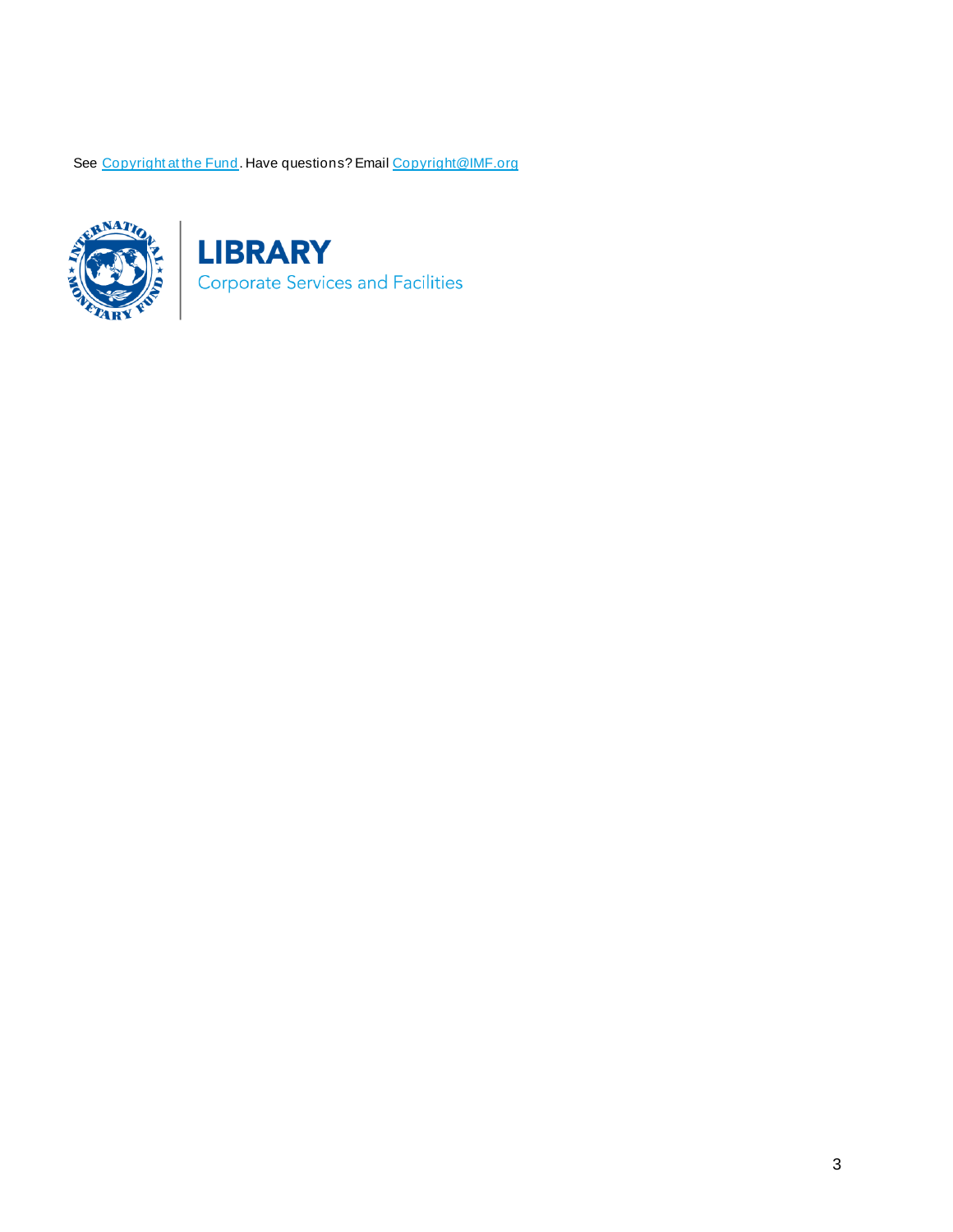See [Copyright at the Fund](Copyright at the Fund). Have questions? Email [Copyright@IMF.org](mailto:Copyright@IMF.org)

**LIBRARY**

Corporate Services and Facilities